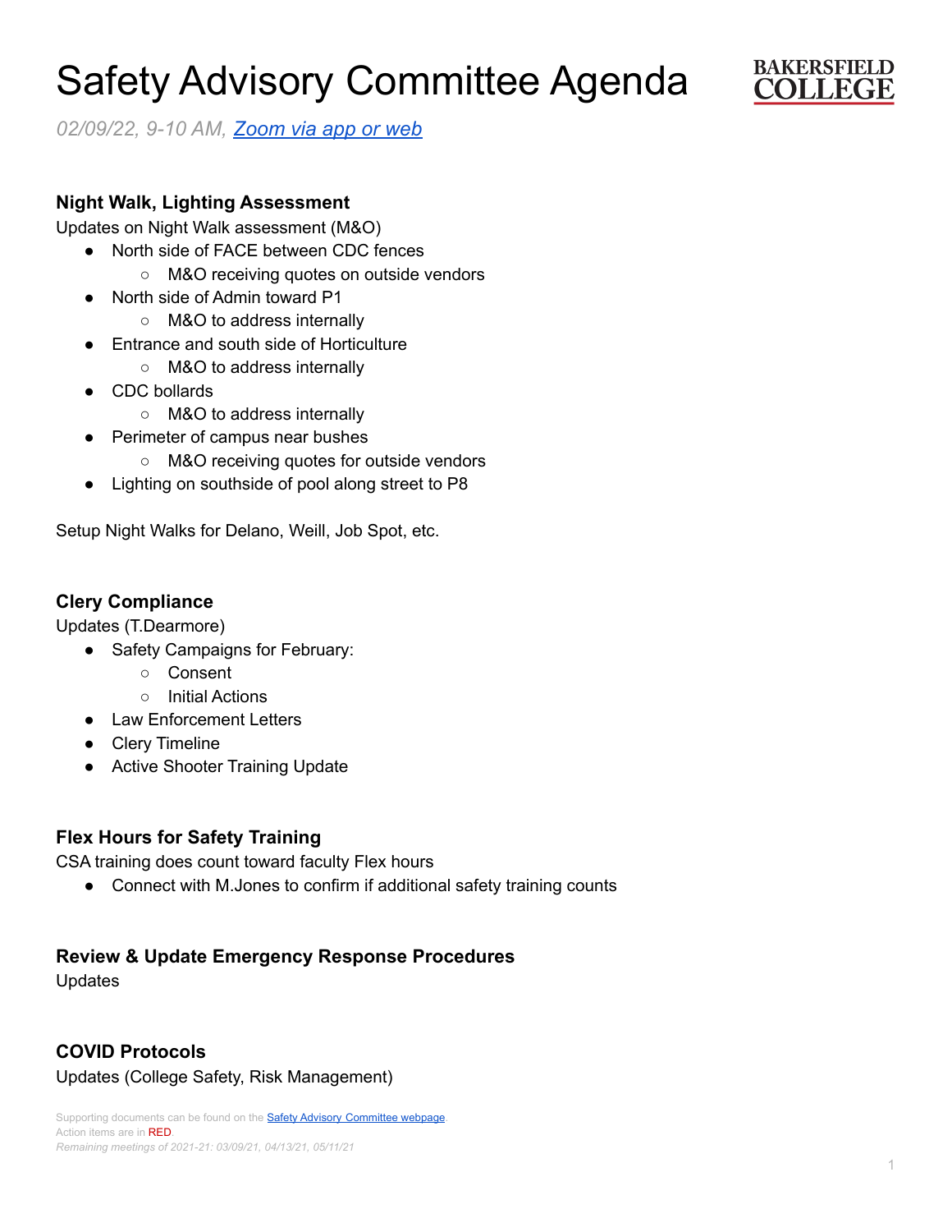# Safety Advisory Committee Agenda

BAKERSFIELD COLLEGE

*02/09/22, 9-10 AM, [Zoom via app or web]()*

## Night Walk, Lighting Assessment

Updates on Night Walk assessment (M&O)

- North side of FACE between CDC fences
  - M&O receiving quotes on outside vendors
- North side of Admin toward P1
  - M&O to address internally
- Entrance and south side of Horticulture
  - M&O to address internally
- CDC bollards
  - M&O to address internally
- Perimeter of campus near bushes
  - M&O receiving quotes for outside vendors
- Lighting on southside of pool along street to P8

Setup Night Walks for Delano, Weill, Job Spot, etc.

## Clery Compliance

Updates (T.Dearmore)

- Safety Campaigns for February:
  - Consent
  - Initial Actions
- Law Enforcement Letters
- Clery Timeline
- Active Shooter Training Update

## Flex Hours for Safety Training

CSA training does count toward faculty Flex hours

- Connect with M.Jones to confirm if additional safety training counts

## Review & Update Emergency Response Procedures

Updates

## COVID Protocols

Updates (College Safety, Risk Management)

Supporting documents can be found on the [Safety Advisory Committee webpage]().
Action items are in RED.
*Remaining meetings of 2021-21: 03/09/21, 04/13/21, 05/11/21*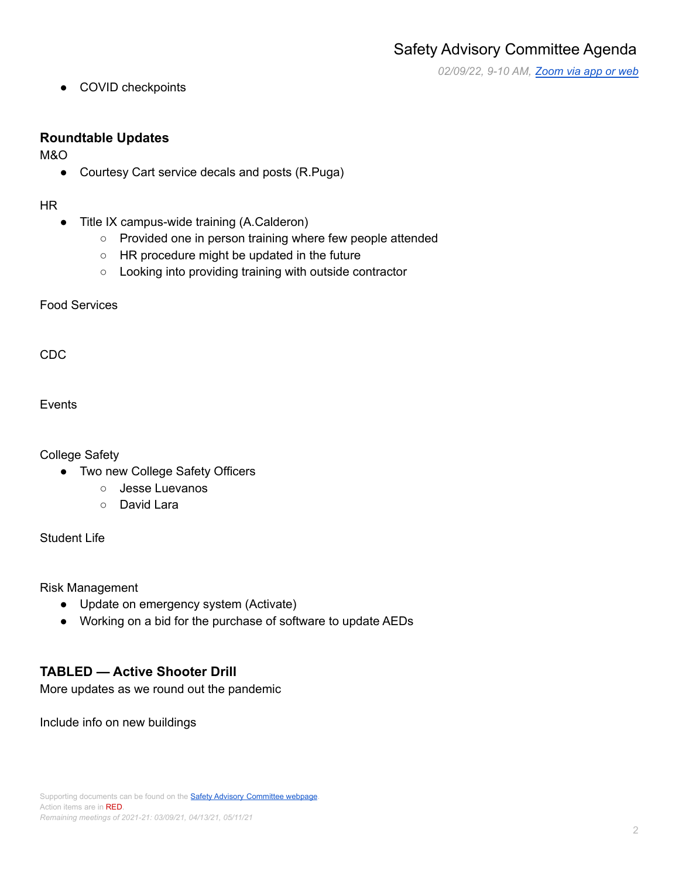- COVID checkpoints

## Roundtable Updates

M&O

- Courtesy Cart service decals and posts (R.Puga)

HR

- Title IX campus-wide training (A.Calderon)
  - Provided one in person training where few people attended
  - HR procedure might be updated in the future
  - Looking into providing training with outside contractor

Food Services

CDC

Events

College Safety

- Two new College Safety Officers
  - Jesse Luevanos
  - David Lara

Student Life

Risk Management

- Update on emergency system (Activate)
- Working on a bid for the purchase of software to update AEDs

## TABLED — Active Shooter Drill

More updates as we round out the pandemic

Include info on new buildings

Supporting documents can be found on the [Safety Advisory Committee webpage](). 
Action items are in RED. 
*Remaining meetings of 2021-21: 03/09/21, 04/13/21, 05/11/21*